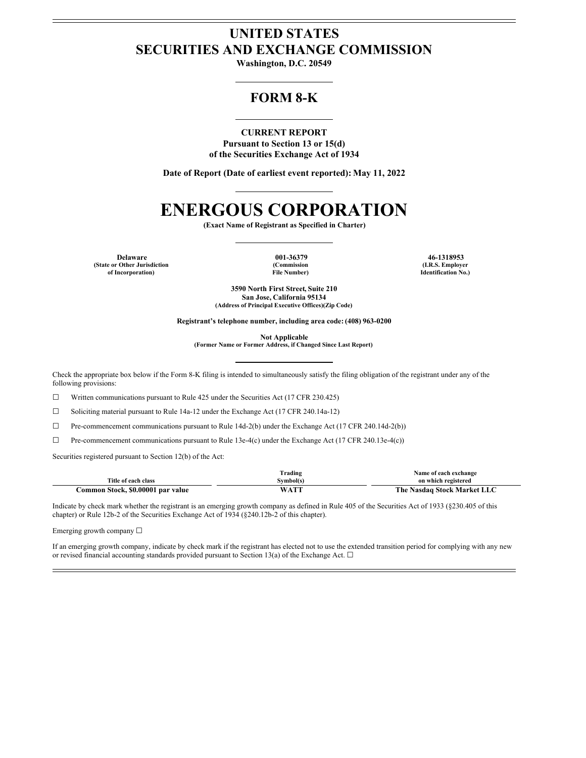# UNITED STATES
# SECURITIES AND EXCHANGE COMMISSION

**Washington, D.C. 20549**

## FORM 8-K

**CURRENT REPORT**
**Pursuant to Section 13 or 15(d)**
**of the Securities Exchange Act of 1934**

**Date of Report (Date of earliest event reported): May 11, 2022**

# ENERGOUS CORPORATION

**(Exact Name of Registrant as Specified in Charter)**

| Delaware | 001-36379 | 46-1318953 |
|---|---|---|
| (State or Other Jurisdiction of Incorporation) | (Commission File Number) | (I.R.S. Employer Identification No.) |

**3590 North First Street, Suite 210**
**San Jose, California 95134**
**(Address of Principal Executive Offices)(Zip Code)**

**Registrant's telephone number, including area code: (408) 963-0200**

**Not Applicable**
**(Former Name or Former Address, if Changed Since Last Report)**

Check the appropriate box below if the Form 8-K filing is intended to simultaneously satisfy the filing obligation of the registrant under any of the following provisions:

☐ Written communications pursuant to Rule 425 under the Securities Act (17 CFR 230.425)

☐ Soliciting material pursuant to Rule 14a-12 under the Exchange Act (17 CFR 240.14a-12)

☐ Pre-commencement communications pursuant to Rule 14d-2(b) under the Exchange Act (17 CFR 240.14d-2(b))

☐ Pre-commencement communications pursuant to Rule 13e-4(c) under the Exchange Act (17 CFR 240.13e-4(c))

Securities registered pursuant to Section 12(b) of the Act:

| Title of each class | Trading Symbol(s) | Name of each exchange on which registered |
|---|---|---|
| **Common Stock, $0.00001 par value** | **WATT** | **The Nasdaq Stock Market LLC** |

Indicate by check mark whether the registrant is an emerging growth company as defined in Rule 405 of the Securities Act of 1933 (§230.405 of this chapter) or Rule 12b-2 of the Securities Exchange Act of 1934 (§240.12b-2 of this chapter).

Emerging growth company ☐

If an emerging growth company, indicate by check mark if the registrant has elected not to use the extended transition period for complying with any new or revised financial accounting standards provided pursuant to Section 13(a) of the Exchange Act. ☐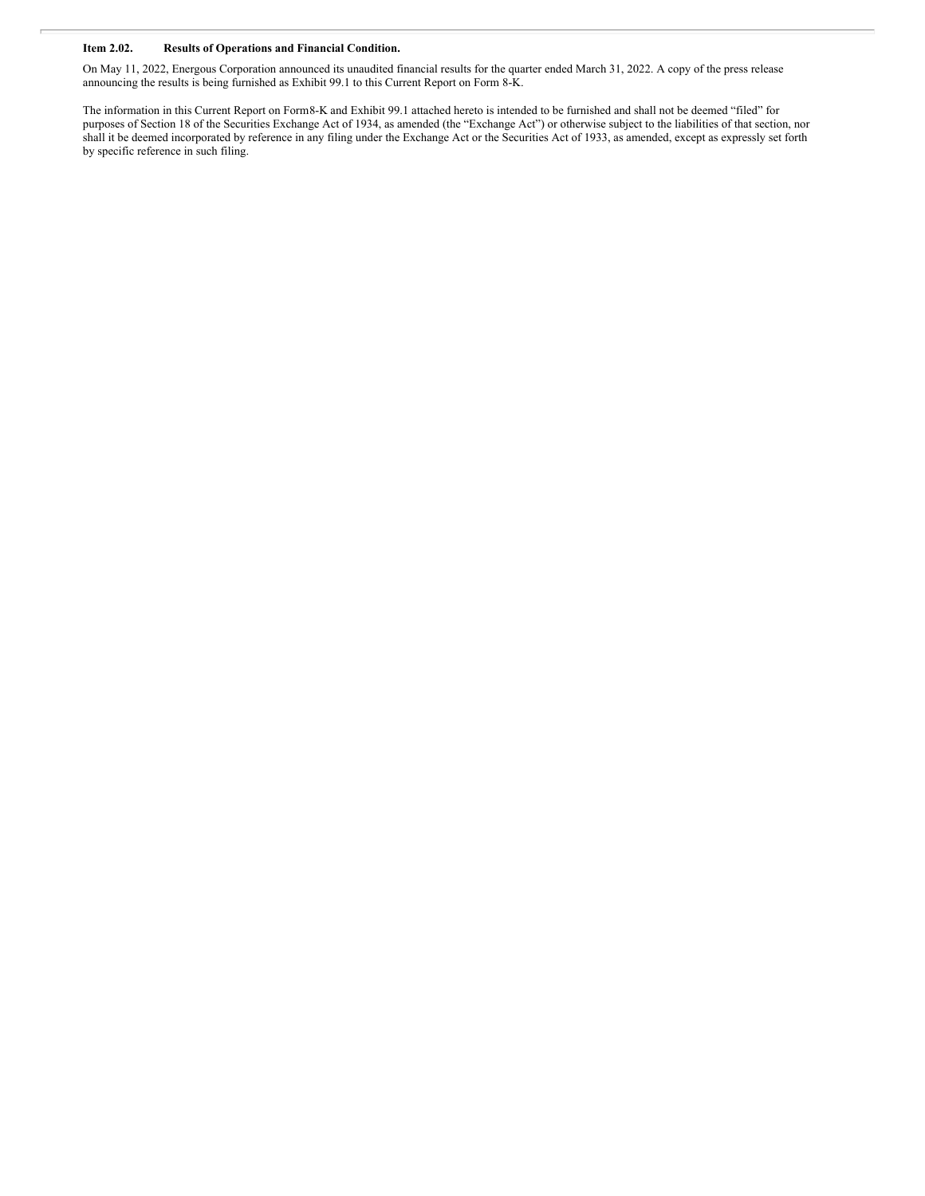**Item 2.02. Results of Operations and Financial Condition.**

On May 11, 2022, Energous Corporation announced its unaudited financial results for the quarter ended March 31, 2022. A copy of the press release announcing the results is being furnished as Exhibit 99.1 to this Current Report on Form 8-K.

The information in this Current Report on Form8-K and Exhibit 99.1 attached hereto is intended to be furnished and shall not be deemed "filed" for purposes of Section 18 of the Securities Exchange Act of 1934, as amended (the "Exchange Act") or otherwise subject to the liabilities of that section, nor shall it be deemed incorporated by reference in any filing under the Exchange Act or the Securities Act of 1933, as amended, except as expressly set forth by specific reference in such filing.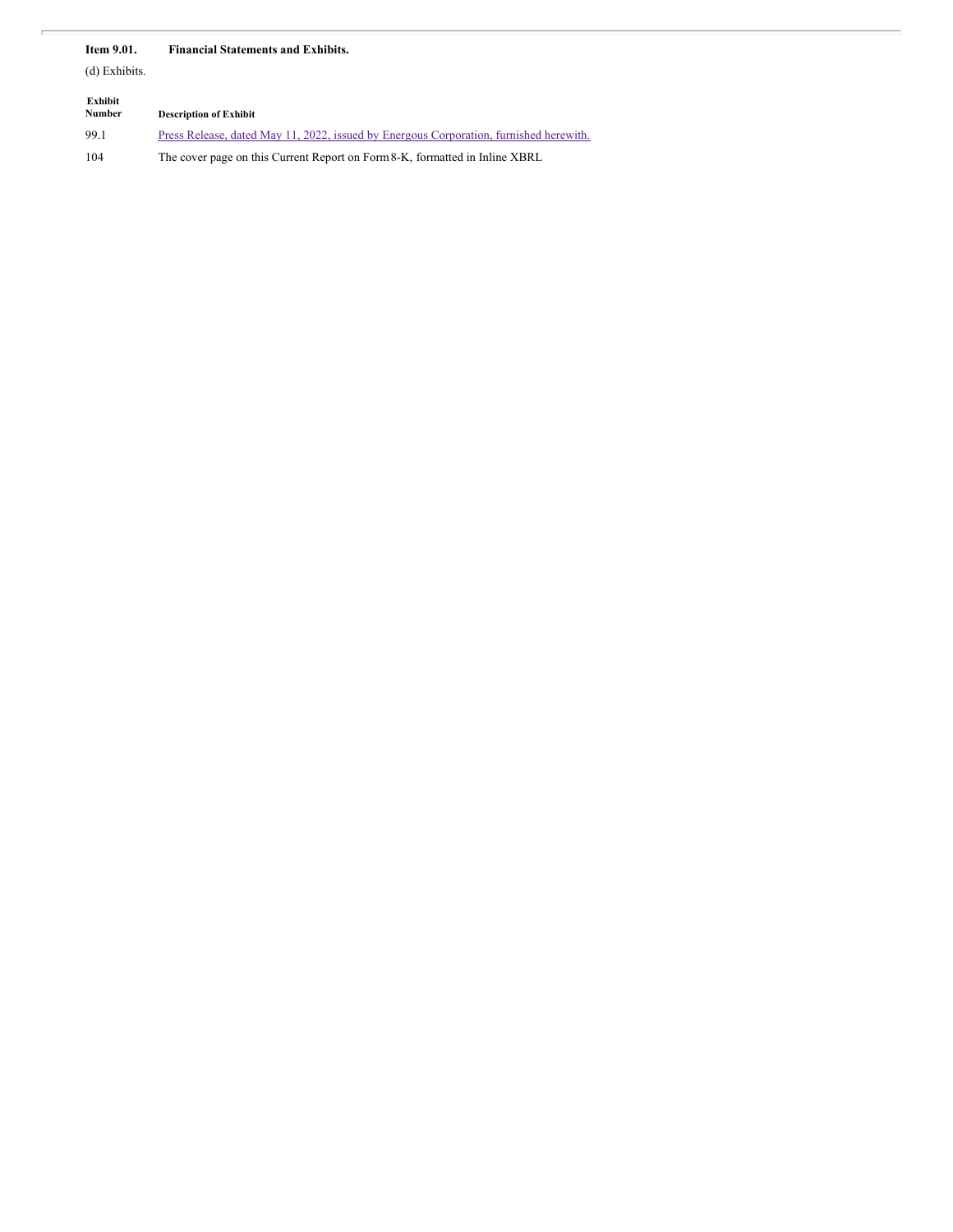**Item 9.01. Financial Statements and Exhibits.**

(d) Exhibits.

| Exhibit Number | Description of Exhibit |
|---|---|
| 99.1 | Press Release, dated May 11, 2022, issued by Energous Corporation, furnished herewith. |
| 104 | The cover page on this Current Report on Form 8-K, formatted in Inline XBRL |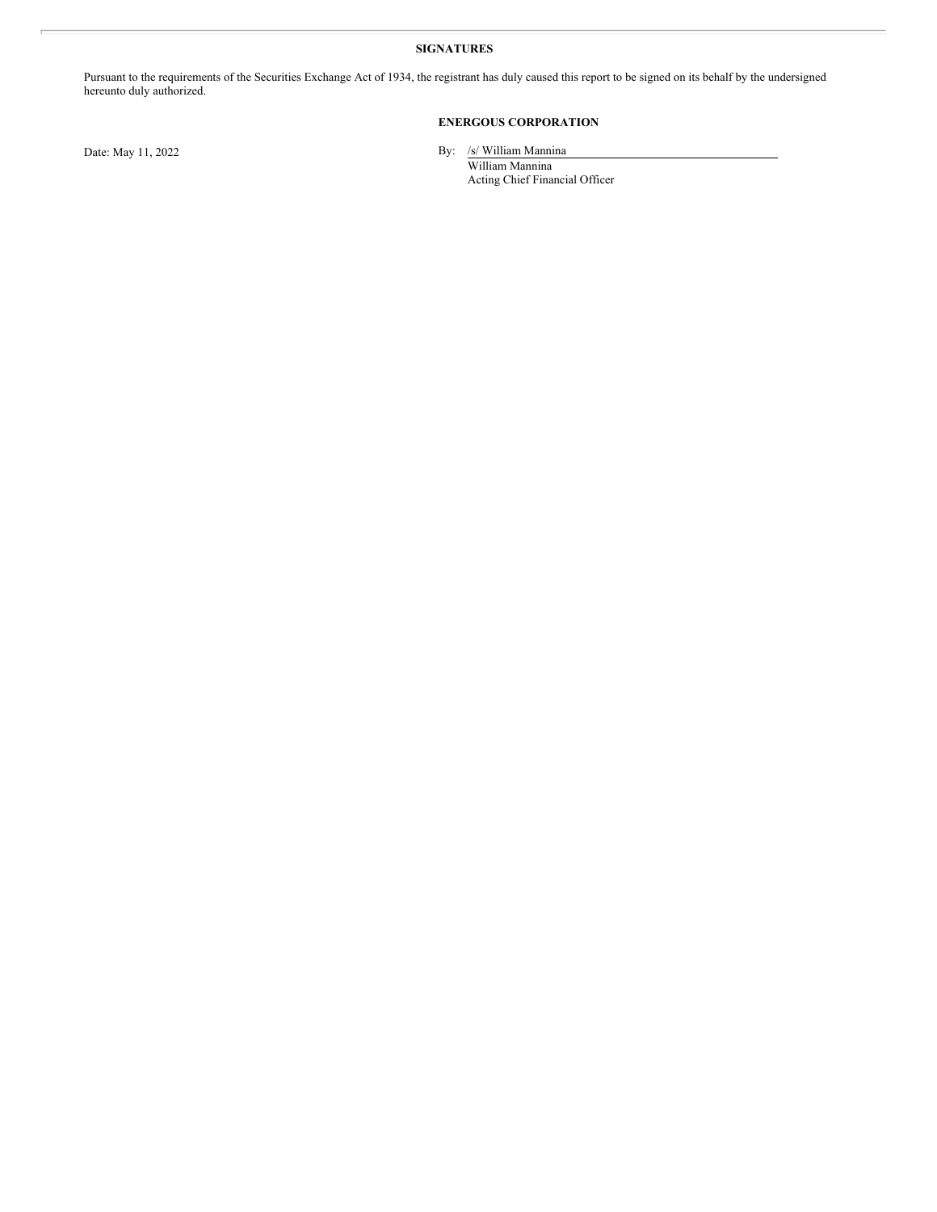**SIGNATURES**

Pursuant to the requirements of the Securities Exchange Act of 1934, the registrant has duly caused this report to be signed on its behalf by the undersigned hereunto duly authorized.

**ENERGOUS CORPORATION**

Date: May 11, 2022

By: /s/ William Mannina
William Mannina
Acting Chief Financial Officer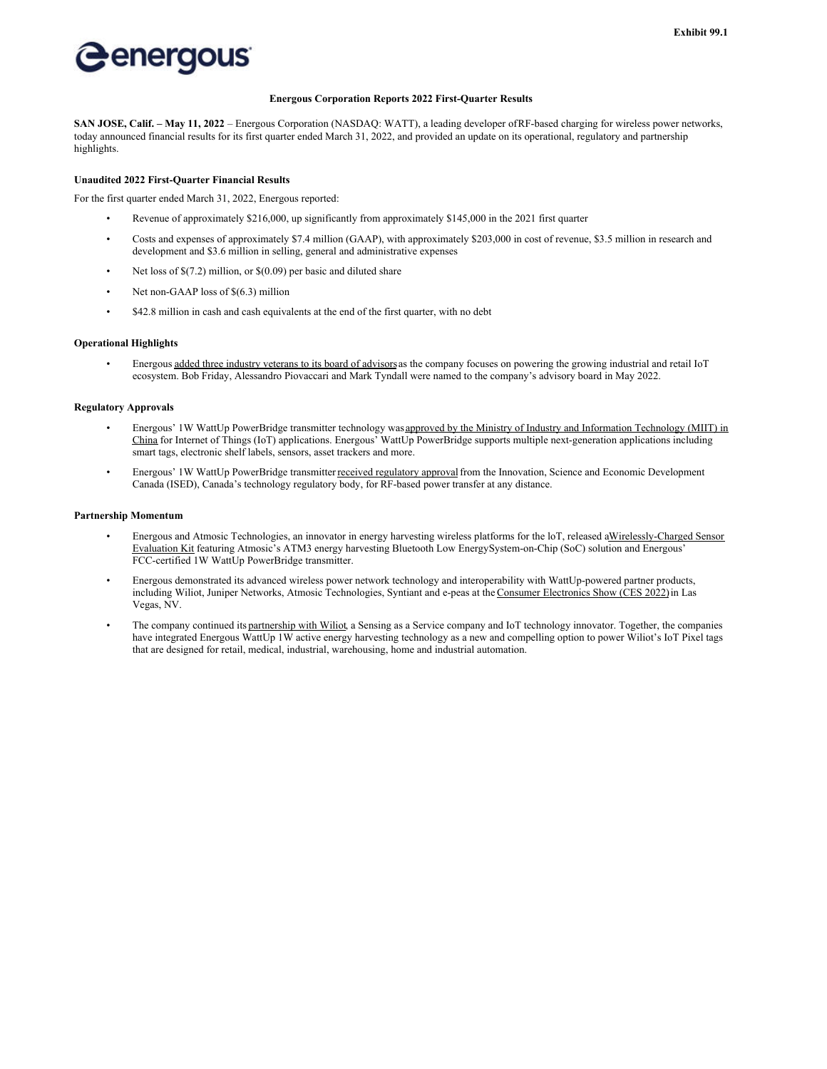Exhibit 99.1

energous

**Energous Corporation Reports 2022 First-Quarter Results**

**SAN JOSE, Calif. – May 11, 2022** – Energous Corporation (NASDAQ: WATT), a leading developer ofRF-based charging for wireless power networks, today announced financial results for its first quarter ended March 31, 2022, and provided an update on its operational, regulatory and partnership highlights.

**Unaudited 2022 First-Quarter Financial Results**

For the first quarter ended March 31, 2022, Energous reported:

- Revenue of approximately $216,000, up significantly from approximately $145,000 in the 2021 first quarter
- Costs and expenses of approximately $7.4 million (GAAP), with approximately $203,000 in cost of revenue, $3.5 million in research and development and $3.6 million in selling, general and administrative expenses
- Net loss of $(7.2) million, or $(0.09) per basic and diluted share
- Net non-GAAP loss of $(6.3) million
- $42.8 million in cash and cash equivalents at the end of the first quarter, with no debt

**Operational Highlights**

- Energous added three industry veterans to its board of advisors as the company focuses on powering the growing industrial and retail IoT ecosystem. Bob Friday, Alessandro Piovaccari and Mark Tyndall were named to the company's advisory board in May 2022.

**Regulatory Approvals**

- Energous' 1W WattUp PowerBridge transmitter technology was approved by the Ministry of Industry and Information Technology (MIIT) in China for Internet of Things (IoT) applications. Energous' WattUp PowerBridge supports multiple next-generation applications including smart tags, electronic shelf labels, sensors, asset trackers and more.
- Energous' 1W WattUp PowerBridge transmitter received regulatory approval from the Innovation, Science and Economic Development Canada (ISED), Canada's technology regulatory body, for RF-based power transfer at any distance.

**Partnership Momentum**

- Energous and Atmosic Technologies, an innovator in energy harvesting wireless platforms for the loT, released aWirelessly-Charged Sensor Evaluation Kit featuring Atmosic's ATM3 energy harvesting Bluetooth Low EnergySystem-on-Chip (SoC) solution and Energous' FCC-certified 1W WattUp PowerBridge transmitter.
- Energous demonstrated its advanced wireless power network technology and interoperability with WattUp-powered partner products, including Wiliot, Juniper Networks, Atmosic Technologies, Syntiant and e-peas at the Consumer Electronics Show (CES 2022) in Las Vegas, NV.
- The company continued its partnership with Wiliot, a Sensing as a Service company and IoT technology innovator. Together, the companies have integrated Energous WattUp 1W active energy harvesting technology as a new and compelling option to power Wiliot's IoT Pixel tags that are designed for retail, medical, industrial, warehousing, home and industrial automation.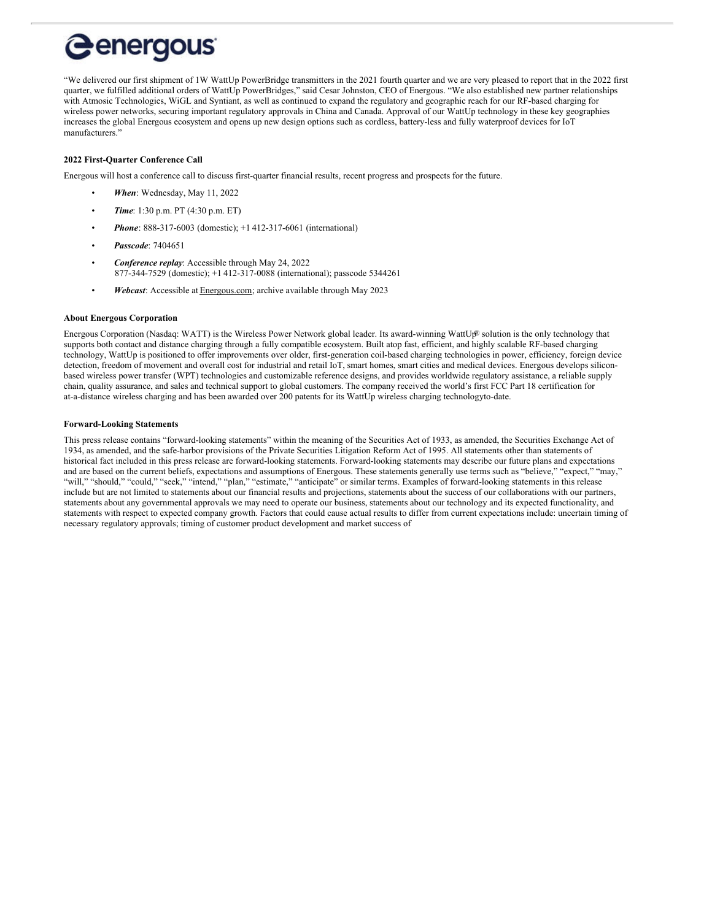"We delivered our first shipment of 1W WattUp PowerBridge transmitters in the 2021 fourth quarter and we are very pleased to report that in the 2022 first quarter, we fulfilled additional orders of WattUp PowerBridges," said Cesar Johnston, CEO of Energous. "We also established new partner relationships with Atmosic Technologies, WiGL and Syntiant, as well as continued to expand the regulatory and geographic reach for our RF-based charging for wireless power networks, securing important regulatory approvals in China and Canada. Approval of our WattUp technology in these key geographies increases the global Energous ecosystem and opens up new design options such as cordless, battery-less and fully waterproof devices for IoT manufacturers."

**2022 First-Quarter Conference Call**

Energous will host a conference call to discuss first-quarter financial results, recent progress and prospects for the future.

- ***When***: Wednesday, May 11, 2022
- ***Time***: 1:30 p.m. PT (4:30 p.m. ET)
- ***Phone***: 888-317-6003 (domestic); +1 412-317-6061 (international)
- ***Passcode***: 7404651
- ***Conference replay***: Accessible through May 24, 2022
  877-344-7529 (domestic); +1 412-317-0088 (international); passcode 5344261
- ***Webcast***: Accessible at Energous.com; archive available through May 2023

**About Energous Corporation**

Energous Corporation (Nasdaq: WATT) is the Wireless Power Network global leader. Its award-winning WattUp® solution is the only technology that supports both contact and distance charging through a fully compatible ecosystem. Built atop fast, efficient, and highly scalable RF-based charging technology, WattUp is positioned to offer improvements over older, first-generation coil-based charging technologies in power, efficiency, foreign device detection, freedom of movement and overall cost for industrial and retail IoT, smart homes, smart cities and medical devices. Energous develops silicon-based wireless power transfer (WPT) technologies and customizable reference designs, and provides worldwide regulatory assistance, a reliable supply chain, quality assurance, and sales and technical support to global customers. The company received the world's first FCC Part 18 certification for at-a-distance wireless charging and has been awarded over 200 patents for its WattUp wireless charging technologyto-date.

**Forward-Looking Statements**

This press release contains "forward-looking statements" within the meaning of the Securities Act of 1933, as amended, the Securities Exchange Act of 1934, as amended, and the safe-harbor provisions of the Private Securities Litigation Reform Act of 1995. All statements other than statements of historical fact included in this press release are forward-looking statements. Forward-looking statements may describe our future plans and expectations and are based on the current beliefs, expectations and assumptions of Energous. These statements generally use terms such as "believe," "expect," "may," "will," "should," "could," "seek," "intend," "plan," "estimate," "anticipate" or similar terms. Examples of forward-looking statements in this release include but are not limited to statements about our financial results and projections, statements about the success of our collaborations with our partners, statements about any governmental approvals we may need to operate our business, statements about our technology and its expected functionality, and statements with respect to expected company growth. Factors that could cause actual results to differ from current expectations include: uncertain timing of necessary regulatory approvals; timing of customer product development and market success of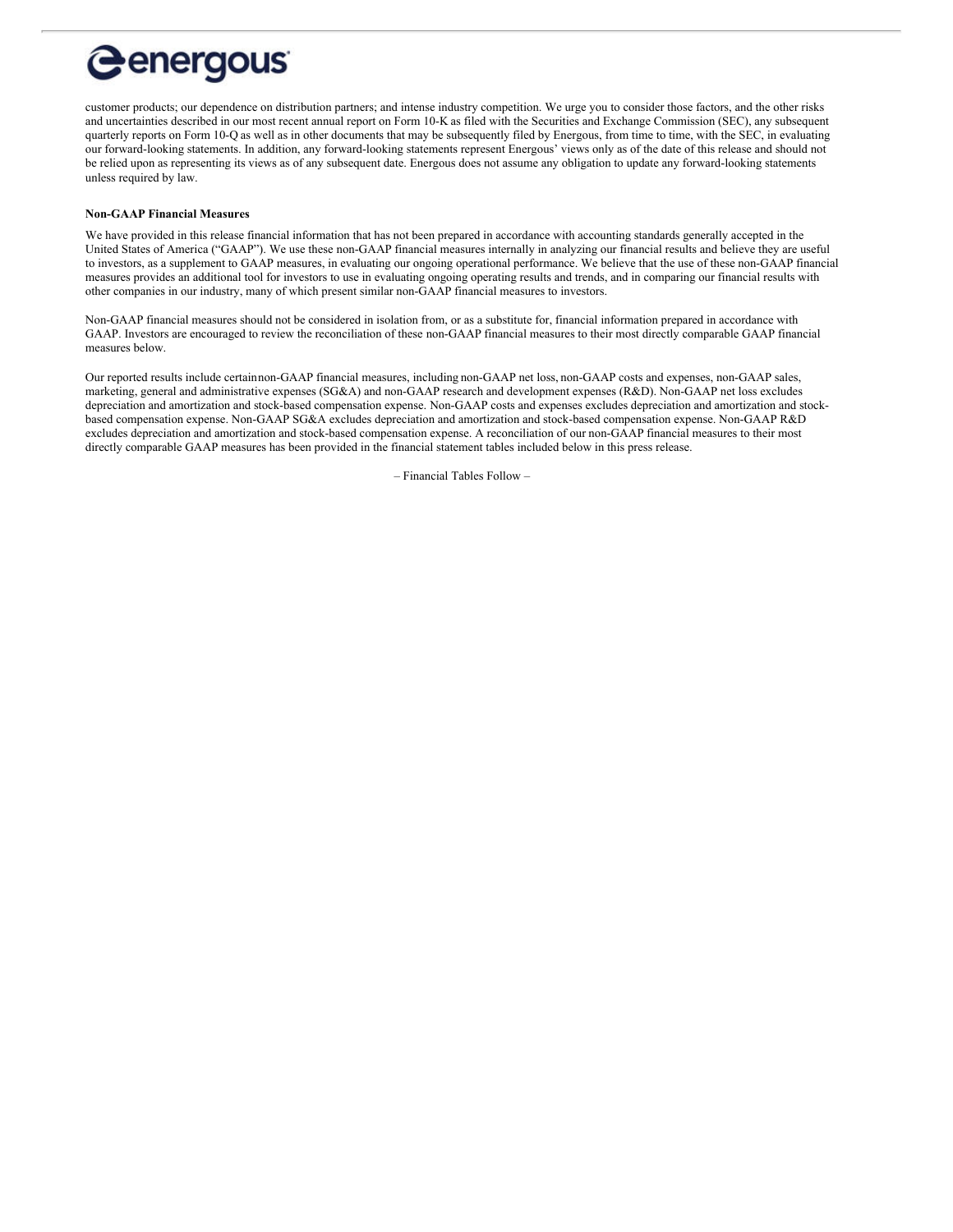customer products; our dependence on distribution partners; and intense industry competition. We urge you to consider those factors, and the other risks and uncertainties described in our most recent annual report on Form 10-K as filed with the Securities and Exchange Commission (SEC), any subsequent quarterly reports on Form 10-Q as well as in other documents that may be subsequently filed by Energous, from time to time, with the SEC, in evaluating our forward-looking statements. In addition, any forward-looking statements represent Energous' views only as of the date of this release and should not be relied upon as representing its views as of any subsequent date. Energous does not assume any obligation to update any forward-looking statements unless required by law.

**Non-GAAP Financial Measures**

We have provided in this release financial information that has not been prepared in accordance with accounting standards generally accepted in the United States of America ("GAAP"). We use these non-GAAP financial measures internally in analyzing our financial results and believe they are useful to investors, as a supplement to GAAP measures, in evaluating our ongoing operational performance. We believe that the use of these non-GAAP financial measures provides an additional tool for investors to use in evaluating ongoing operating results and trends, and in comparing our financial results with other companies in our industry, many of which present similar non-GAAP financial measures to investors.

Non-GAAP financial measures should not be considered in isolation from, or as a substitute for, financial information prepared in accordance with GAAP. Investors are encouraged to review the reconciliation of these non-GAAP financial measures to their most directly comparable GAAP financial measures below.

Our reported results include certain non-GAAP financial measures, including non-GAAP net loss, non-GAAP costs and expenses, non-GAAP sales, marketing, general and administrative expenses (SG&A) and non-GAAP research and development expenses (R&D). Non-GAAP net loss excludes depreciation and amortization and stock-based compensation expense. Non-GAAP costs and expenses excludes depreciation and amortization and stock-based compensation expense. Non-GAAP SG&A excludes depreciation and amortization and stock-based compensation expense. Non-GAAP R&D excludes depreciation and amortization and stock-based compensation expense. A reconciliation of our non-GAAP financial measures to their most directly comparable GAAP measures has been provided in the financial statement tables included below in this press release.

– Financial Tables Follow –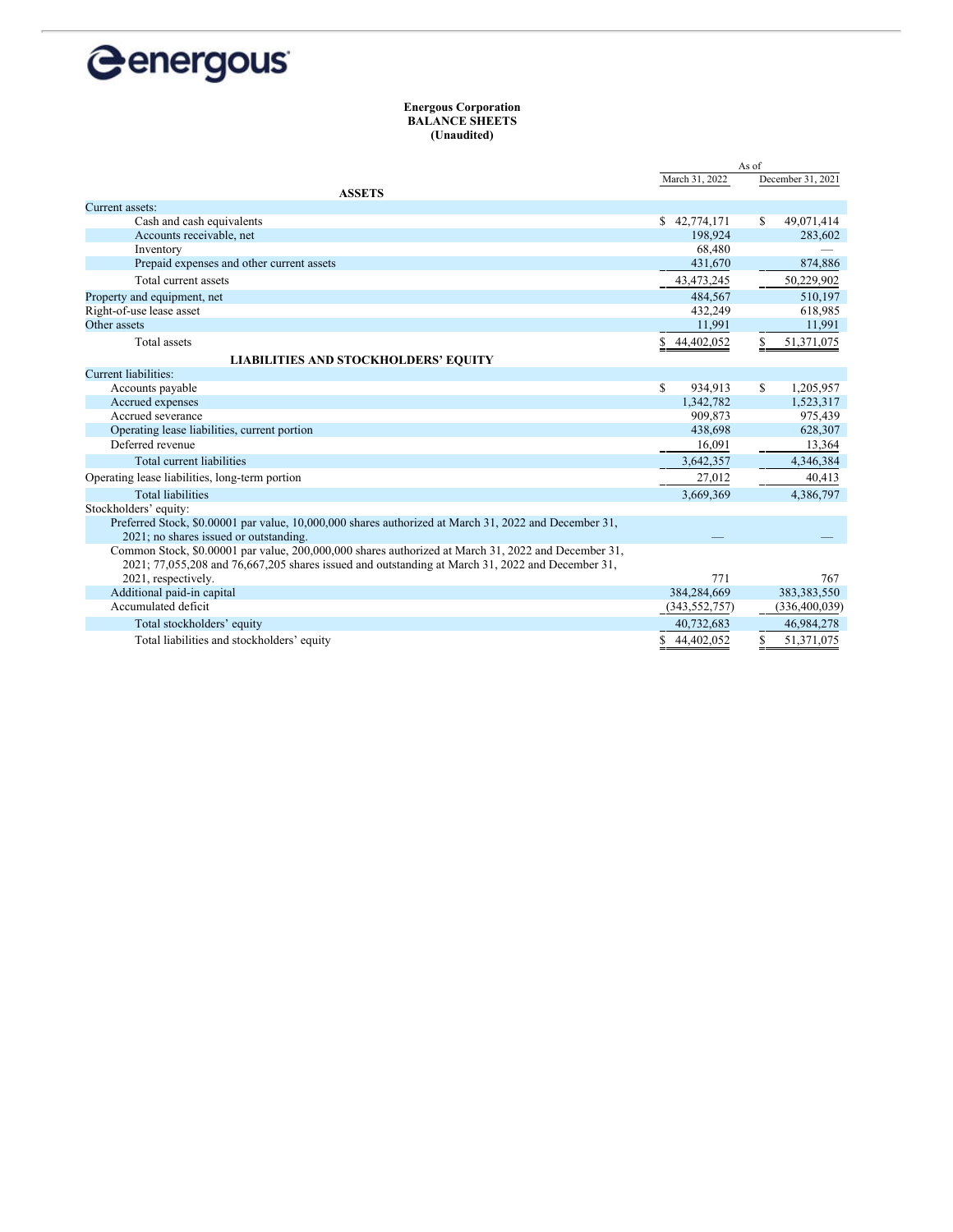**Energous Corporation**
**BALANCE SHEETS**
**(Unaudited)**

| | As of | |
|---|---|---|
| | March 31, 2022 | December 31, 2021 |
| **ASSETS** | | |
| Current assets: | | |
| Cash and cash equivalents | $ 42,774,171 | $ 49,071,414 |
| Accounts receivable, net | 198,924 | 283,602 |
| Inventory | 68,480 | — |
| Prepaid expenses and other current assets | 431,670 | 874,886 |
| Total current assets | 43,473,245 | 50,229,902 |
| Property and equipment, net | 484,567 | 510,197 |
| Right-of-use lease asset | 432,249 | 618,985 |
| Other assets | 11,991 | 11,991 |
| Total assets | $ 44,402,052 | $ 51,371,075 |
| **LIABILITIES AND STOCKHOLDERS' EQUITY** | | |
| Current liabilities: | | |
| Accounts payable | $ 934,913 | $ 1,205,957 |
| Accrued expenses | 1,342,782 | 1,523,317 |
| Accrued severance | 909,873 | 975,439 |
| Operating lease liabilities, current portion | 438,698 | 628,307 |
| Deferred revenue | 16,091 | 13,364 |
| Total current liabilities | 3,642,357 | 4,346,384 |
| Operating lease liabilities, long-term portion | 27,012 | 40,413 |
| Total liabilities | 3,669,369 | 4,386,797 |
| Stockholders' equity: | | |
| Preferred Stock, $0.00001 par value, 10,000,000 shares authorized at March 31, 2022 and December 31, 2021; no shares issued or outstanding. | — | — |
| Common Stock, $0.00001 par value, 200,000,000 shares authorized at March 31, 2022 and December 31, 2021; 77,055,208 and 76,667,205 shares issued and outstanding at March 31, 2022 and December 31, 2021, respectively. | 771 | 767 |
| Additional paid-in capital | 384,284,669 | 383,383,550 |
| Accumulated deficit | (343,552,757) | (336,400,039) |
| Total stockholders' equity | 40,732,683 | 46,984,278 |
| Total liabilities and stockholders' equity | $ 44,402,052 | $ 51,371,075 |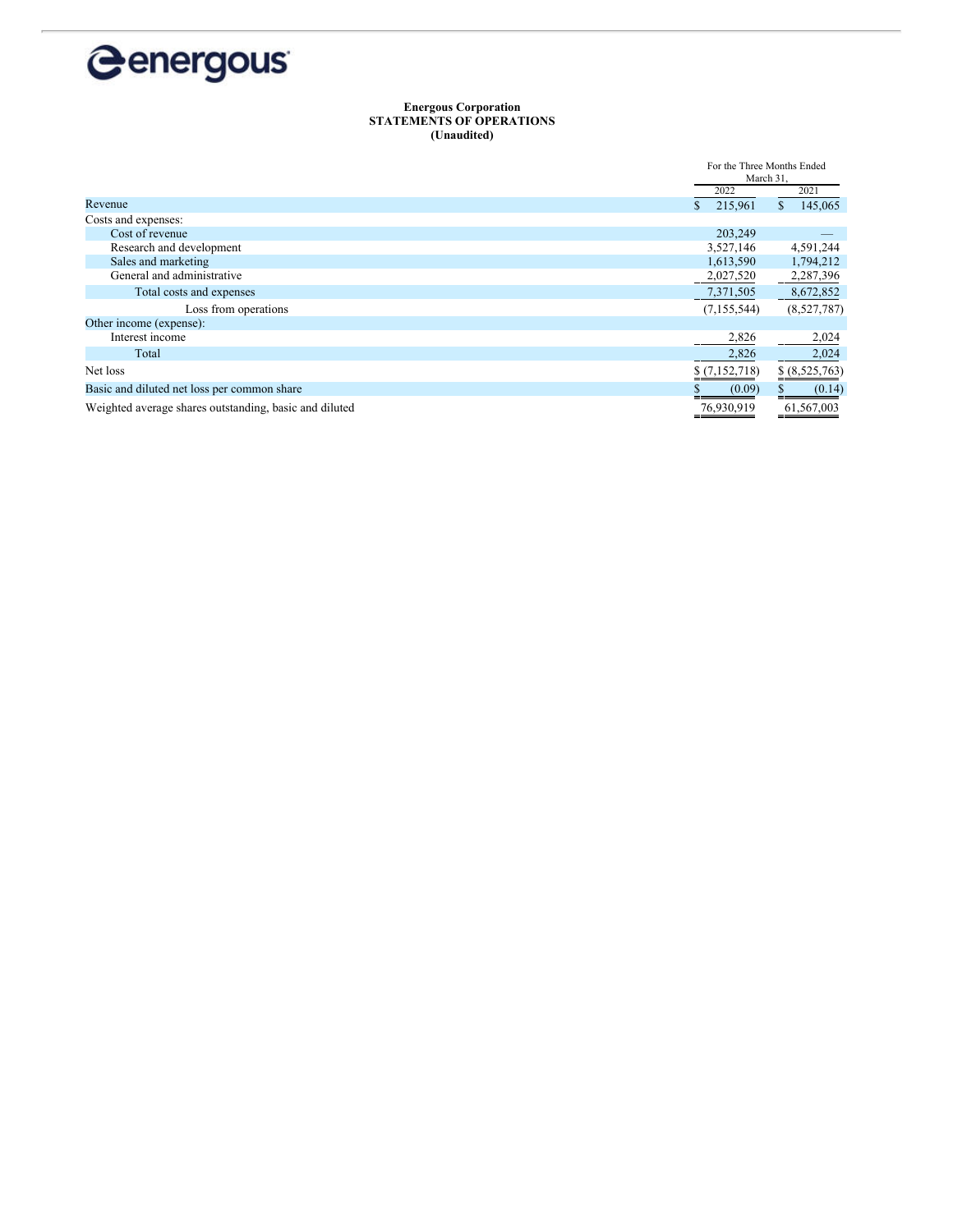energous

**Energous Corporation**
**STATEMENTS OF OPERATIONS**
**(Unaudited)**

| | For the Three Months Ended March 31, | |
|---|---|---|
| | 2022 | 2021 |
| Revenue | $ 215,961 | $ 145,065 |
| Costs and expenses: | | |
| Cost of revenue | 203,249 | — |
| Research and development | 3,527,146 | 4,591,244 |
| Sales and marketing | 1,613,590 | 1,794,212 |
| General and administrative | 2,027,520 | 2,287,396 |
| Total costs and expenses | 7,371,505 | 8,672,852 |
| Loss from operations | (7,155,544) | (8,527,787) |
| Other income (expense): | | |
| Interest income | 2,826 | 2,024 |
| Total | 2,826 | 2,024 |
| Net loss | $ (7,152,718) | $ (8,525,763) |
| Basic and diluted net loss per common share | $ (0.09) | $ (0.14) |
| Weighted average shares outstanding, basic and diluted | 76,930,919 | 61,567,003 |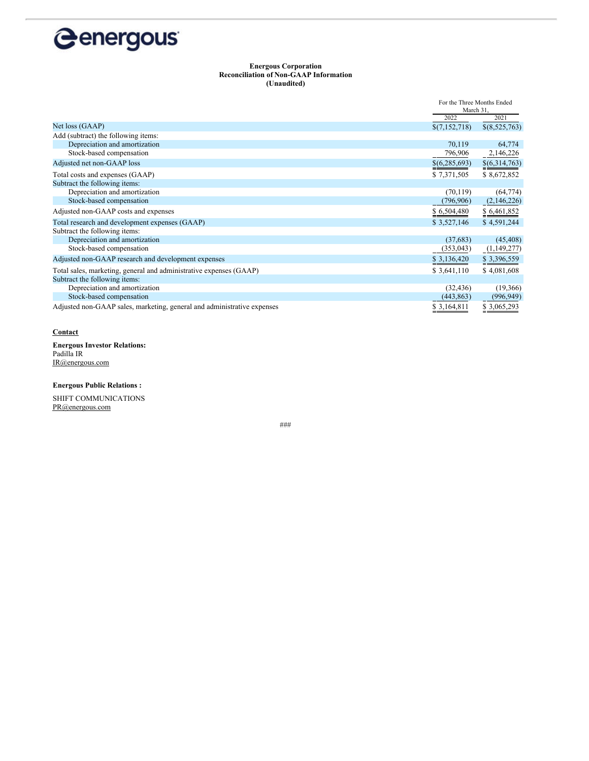**Energous Corporation**
**Reconciliation of Non-GAAP Information**
**(Unaudited)**

| | For the Three Months Ended March 31, | |
|---|---|---|
| | 2022 | 2021 |
| Net loss (GAAP) | $(7,152,718) | $(8,525,763) |
| Add (subtract) the following items: | | |
| Depreciation and amortization | 70,119 | 64,774 |
| Stock-based compensation | 796,906 | 2,146,226 |
| Adjusted net non-GAAP loss | $(6,285,693) | $(6,314,763) |
| Total costs and expenses (GAAP) | $ 7,371,505 | $ 8,672,852 |
| Subtract the following items: | | |
| Depreciation and amortization | (70,119) | (64,774) |
| Stock-based compensation | (796,906) | (2,146,226) |
| Adjusted non-GAAP costs and expenses | $ 6,504,480 | $ 6,461,852 |
| Total research and development expenses (GAAP) | $ 3,527,146 | $ 4,591,244 |
| Subtract the following items: | | |
| Depreciation and amortization | (37,683) | (45,408) |
| Stock-based compensation | (353,043) | (1,149,277) |
| Adjusted non-GAAP research and development expenses | $ 3,136,420 | $ 3,396,559 |
| Total sales, marketing, general and administrative expenses (GAAP) | $ 3,641,110 | $ 4,081,608 |
| Subtract the following items: | | |
| Depreciation and amortization | (32,436) | (19,366) |
| Stock-based compensation | (443,863) | (996,949) |
| Adjusted non-GAAP sales, marketing, general and administrative expenses | $ 3,164,811 | $ 3,065,293 |

**Contact**

**Energous Investor Relations:**
Padilla IR
IR@energous.com

**Energous Public Relations :**

SHIFT COMMUNICATIONS
PR@energous.com

###